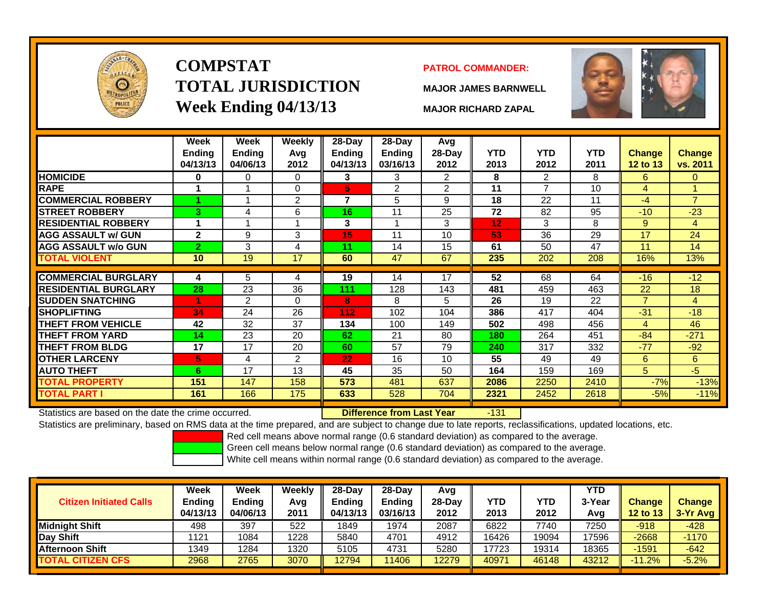# COMPSTAT
# TOTAL JURISDICTION
## Week Ending 04/13/13

**PATROL COMMANDER:**

**MAJOR JAMES BARNWELL**

**MAJOR RICHARD ZAPAL**

| | Week Ending 04/13/13 | Week Ending 04/06/13 | Weekly Avg 2012 | 28-Day Ending 04/13/13 | 28-Day Ending 03/16/13 | Avg 28-Day 2012 | YTD 2013 | YTD 2012 | YTD 2011 | Change 12 to 13 | Change vs. 2011 |
|---|---|---|---|---|---|---|---|---|---|---|---|
| HOMICIDE | 0 | 0 | 0 | 3 | 3 | 2 | 8 | 2 | 8 | 6 | 0 |
| RAPE | 1 | 1 | 0 | 5 | 2 | 2 | 11 | 7 | 10 | 4 | 1 |
| COMMERCIAL ROBBERY | 1 | 1 | 2 | 7 | 5 | 9 | 18 | 22 | 11 | -4 | 7 |
| STREET ROBBERY | 3 | 4 | 6 | 16 | 11 | 25 | 72 | 82 | 95 | -10 | -23 |
| RESIDENTIAL ROBBERY | 1 | 1 | 1 | 3 | 1 | 3 | 12 | 3 | 8 | 9 | 4 |
| AGG ASSAULT w/ GUN | 2 | 9 | 3 | 15 | 11 | 10 | 53 | 36 | 29 | 17 | 24 |
| AGG ASSAULT w/o GUN | 2 | 3 | 4 | 11 | 14 | 15 | 61 | 50 | 47 | 11 | 14 |
| TOTAL VIOLENT | 10 | 19 | 17 | 60 | 47 | 67 | 235 | 202 | 208 | 16% | 13% |
| COMMERCIAL BURGLARY | 4 | 5 | 4 | 19 | 14 | 17 | 52 | 68 | 64 | -16 | -12 |
| RESIDENTIAL BURGLARY | 28 | 23 | 36 | 111 | 128 | 143 | 481 | 459 | 463 | 22 | 18 |
| SUDDEN SNATCHING | 1 | 2 | 0 | 8 | 8 | 5 | 26 | 19 | 22 | 7 | 4 |
| SHOPLIFTING | 34 | 24 | 26 | 112 | 102 | 104 | 386 | 417 | 404 | -31 | -18 |
| THEFT FROM VEHICLE | 42 | 32 | 37 | 134 | 100 | 149 | 502 | 498 | 456 | 4 | 46 |
| THEFT FROM YARD | 14 | 23 | 20 | 62 | 21 | 80 | 180 | 264 | 451 | -84 | -271 |
| THEFT FROM BLDG | 17 | 17 | 20 | 60 | 57 | 79 | 240 | 317 | 332 | -77 | -92 |
| OTHER LARCENY | 5 | 4 | 2 | 22 | 16 | 10 | 55 | 49 | 49 | 6 | 6 |
| AUTO THEFT | 6 | 17 | 13 | 45 | 35 | 50 | 164 | 159 | 169 | 5 | -5 |
| TOTAL PROPERTY | 151 | 147 | 158 | 573 | 481 | 637 | 2086 | 2250 | 2410 | -7% | -13% |
| TOTAL PART I | 161 | 166 | 175 | 633 | 528 | 704 | 2321 | 2452 | 2618 | -5% | -11% |

Statistics are based on the date the crime occurred. **Difference from Last Year** -131

Statistics are preliminary, based on RMS data at the time prepared, and are subject to change due to late reports, reclassifications, updated locations, etc.

Red cell means above normal range (0.6 standard deviation) as compared to the average.
Green cell means below normal range (0.6 standard deviation) as compared to the average.
White cell means within normal range (0.6 standard deviation) as compared to the average.

| Citizen Initiated Calls | Week Ending 04/13/13 | Week Ending 04/06/13 | Weekly Avg 2011 | 28-Day Ending 04/13/13 | 28-Day Ending 03/16/13 | Avg 28-Day 2012 | YTD 2013 | YTD 2012 | YTD 3-Year Avg | Change 12 to 13 | Change 3-Yr Avg |
|---|---|---|---|---|---|---|---|---|---|---|---|
| Midnight Shift | 498 | 397 | 522 | 1849 | 1974 | 2087 | 6822 | 7740 | 7250 | -918 | -428 |
| Day Shift | 1121 | 1084 | 1228 | 5840 | 4701 | 4912 | 16426 | 19094 | 17596 | -2668 | -1170 |
| Afternoon Shift | 1349 | 1284 | 1320 | 5105 | 4731 | 5280 | 17723 | 19314 | 18365 | -1591 | -642 |
| TOTAL CITIZEN CFS | 2968 | 2765 | 3070 | 12794 | 11406 | 12279 | 40971 | 46148 | 43212 | -11.2% | -5.2% |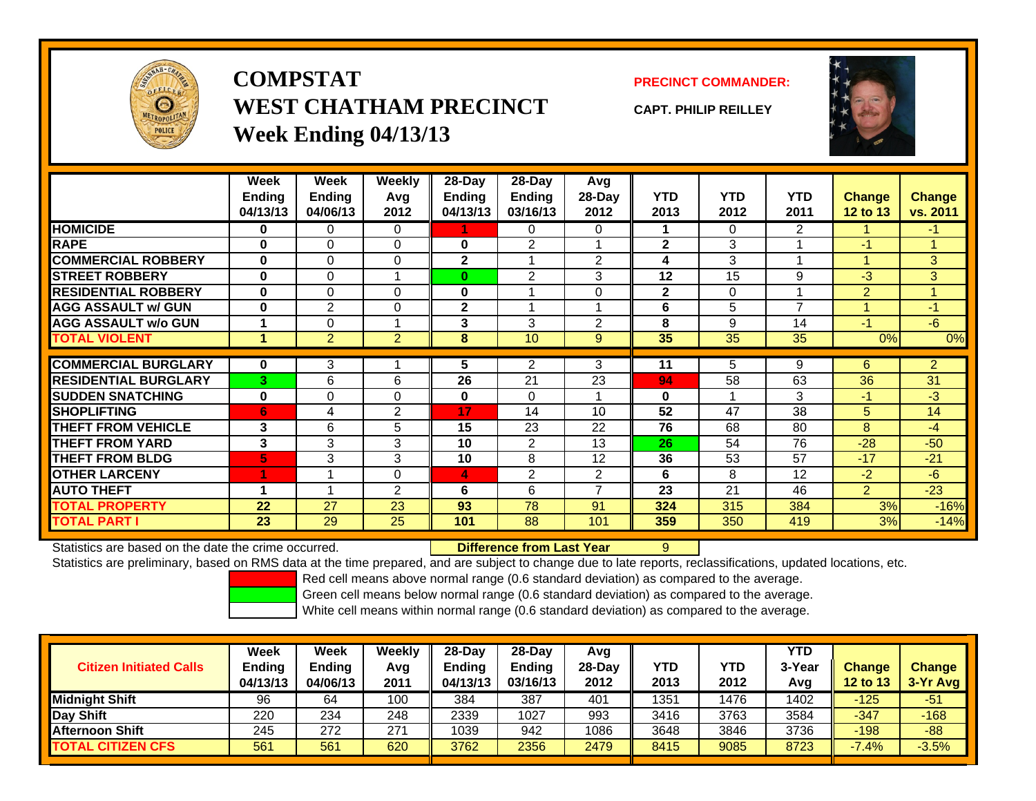# COMPSTAT
## WEST CHATHAM PRECINCT
### Week Ending 04/13/13

**PRECINCT COMMANDER:**

**CAPT. PHILIP REILLEY**

| | Week Ending 04/13/13 | Week Ending 04/06/13 | Weekly Avg 2012 | 28-Day Ending 04/13/13 | 28-Day Ending 03/16/13 | Avg 28-Day 2012 | YTD 2013 | YTD 2012 | YTD 2011 | Change 12 to 13 | Change vs. 2011 |
|---|---|---|---|---|---|---|---|---|---|---|---|
| **HOMICIDE** | 0 | 0 | 0 | 1 | 0 | 0 | 1 | 0 | 2 | 1 | -1 |
| **RAPE** | 0 | 0 | 0 | 0 | 2 | 1 | 2 | 3 | 1 | -1 | 1 |
| **COMMERCIAL ROBBERY** | 0 | 0 | 0 | 2 | 1 | 2 | 4 | 3 | 1 | 1 | 3 |
| **STREET ROBBERY** | 0 | 0 | 1 | 0 | 2 | 3 | 12 | 15 | 9 | -3 | 3 |
| **RESIDENTIAL ROBBERY** | 0 | 0 | 0 | 0 | 1 | 0 | 2 | 0 | 1 | 2 | 1 |
| **AGG ASSAULT w/ GUN** | 0 | 2 | 0 | 2 | 1 | 1 | 6 | 5 | 7 | 1 | -1 |
| **AGG ASSAULT w/o GUN** | 1 | 0 | 1 | 3 | 3 | 2 | 8 | 9 | 14 | -1 | -6 |
| **TOTAL VIOLENT** | 1 | 2 | 2 | 8 | 10 | 9 | 35 | 35 | 35 | 0% | 0% |
| **COMMERCIAL BURGLARY** | 0 | 3 | 1 | 5 | 2 | 3 | 11 | 5 | 9 | 6 | 2 |
| **RESIDENTIAL BURGLARY** | 3 | 6 | 6 | 26 | 21 | 23 | 94 | 58 | 63 | 36 | 31 |
| **SUDDEN SNATCHING** | 0 | 0 | 0 | 0 | 0 | 1 | 0 | 1 | 3 | -1 | -3 |
| **SHOPLIFTING** | 6 | 4 | 2 | 17 | 14 | 10 | 52 | 47 | 38 | 5 | 14 |
| **THEFT FROM VEHICLE** | 3 | 6 | 5 | 15 | 23 | 22 | 76 | 68 | 80 | 8 | -4 |
| **THEFT FROM YARD** | 3 | 3 | 3 | 10 | 2 | 13 | 26 | 54 | 76 | -28 | -50 |
| **THEFT FROM BLDG** | 5 | 3 | 3 | 10 | 8 | 12 | 36 | 53 | 57 | -17 | -21 |
| **OTHER LARCENY** | 1 | 1 | 0 | 4 | 2 | 2 | 6 | 8 | 12 | -2 | -6 |
| **AUTO THEFT** | 1 | 1 | 2 | 6 | 6 | 7 | 23 | 21 | 46 | 2 | -23 |
| **TOTAL PROPERTY** | 22 | 27 | 23 | 93 | 78 | 91 | 324 | 315 | 384 | 3% | -16% |
| **TOTAL PART I** | 23 | 29 | 25 | 101 | 88 | 101 | 359 | 350 | 419 | 3% | -14% |

Statistics are based on the date the crime occurred. **Difference from Last Year** 9

Statistics are preliminary, based on RMS data at the time prepared, and are subject to change due to late reports, reclassifications, updated locations, etc.

Red cell means above normal range (0.6 standard deviation) as compared to the average.

Green cell means below normal range (0.6 standard deviation) as compared to the average.

White cell means within normal range (0.6 standard deviation) as compared to the average.

| Citizen Initiated Calls | Week Ending 04/13/13 | Week Ending 04/06/13 | Weekly Avg 2011 | 28-Day Ending 04/13/13 | 28-Day Ending 03/16/13 | Avg 28-Day 2012 | YTD 2013 | YTD 2012 | YTD 3-Year Avg | Change 12 to 13 | Change 3-Yr Avg |
|---|---|---|---|---|---|---|---|---|---|---|---|
| **Midnight Shift** | 96 | 64 | 100 | 384 | 387 | 401 | 1351 | 1476 | 1402 | -125 | -51 |
| **Day Shift** | 220 | 234 | 248 | 2339 | 1027 | 993 | 3416 | 3763 | 3584 | -347 | -168 |
| **Afternoon Shift** | 245 | 272 | 271 | 1039 | 942 | 1086 | 3648 | 3846 | 3736 | -198 | -88 |
| **TOTAL CITIZEN CFS** | 561 | 561 | 620 | 3762 | 2356 | 2479 | 8415 | 9085 | 8723 | -7.4% | -3.5% |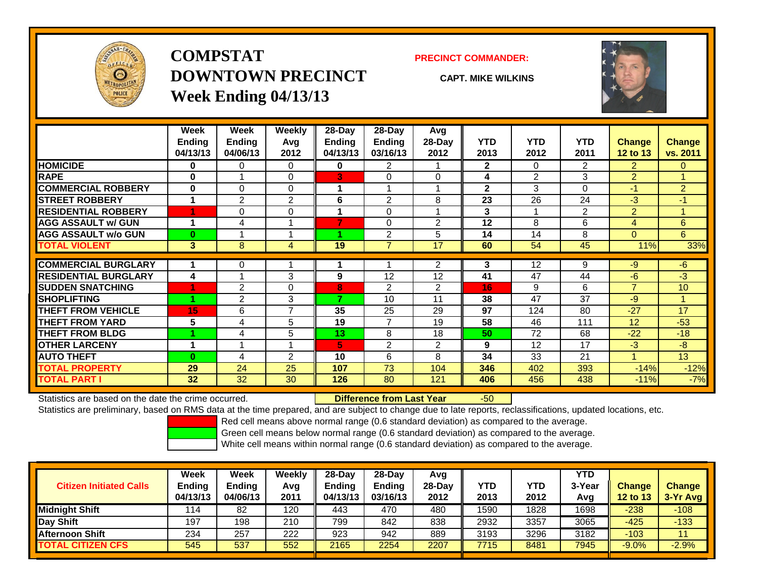# COMPSTAT
# DOWNTOWN PRECINCT
## Week Ending 04/13/13

**PRECINCT COMMANDER:**

**CAPT. MIKE WILKINS**

| | Week Ending 04/13/13 | Week Ending 04/06/13 | Weekly Avg 2012 | 28-Day Ending 04/13/13 | 28-Day Ending 03/16/13 | Avg 28-Day 2012 | YTD 2013 | YTD 2012 | YTD 2011 | Change 12 to 13 | Change vs. 2011 |
|---|---|---|---|---|---|---|---|---|---|---|---|
| HOMICIDE | 0 | 0 | 0 | 0 | 2 | 1 | 2 | 0 | 2 | 2 | 0 |
| RAPE | 0 | 1 | 0 | 3 | 0 | 0 | 4 | 2 | 3 | 2 | 1 |
| COMMERCIAL ROBBERY | 0 | 0 | 0 | 1 | 1 | 1 | 2 | 3 | 0 | -1 | 2 |
| STREET ROBBERY | 1 | 2 | 2 | 6 | 2 | 8 | 23 | 26 | 24 | -3 | -1 |
| RESIDENTIAL ROBBERY | 1 | 0 | 0 | 1 | 0 | 1 | 3 | 1 | 2 | 2 | 1 |
| AGG ASSAULT w/ GUN | 1 | 4 | 1 | 7 | 0 | 2 | 12 | 8 | 6 | 4 | 6 |
| AGG ASSAULT w/o GUN | 0 | 1 | 1 | 1 | 2 | 5 | 14 | 14 | 8 | 0 | 6 |
| TOTAL VIOLENT | 3 | 8 | 4 | 19 | 7 | 17 | 60 | 54 | 45 | 11% | 33% |
| COMMERCIAL BURGLARY | 1 | 0 | 1 | 1 | 1 | 2 | 3 | 12 | 9 | -9 | -6 |
| RESIDENTIAL BURGLARY | 4 | 1 | 3 | 9 | 12 | 12 | 41 | 47 | 44 | -6 | -3 |
| SUDDEN SNATCHING | 1 | 2 | 0 | 8 | 2 | 2 | 16 | 9 | 6 | 7 | 10 |
| SHOPLIFTING | 1 | 2 | 3 | 7 | 10 | 11 | 38 | 47 | 37 | -9 | 1 |
| THEFT FROM VEHICLE | 15 | 6 | 7 | 35 | 25 | 29 | 97 | 124 | 80 | -27 | 17 |
| THEFT FROM YARD | 5 | 4 | 5 | 19 | 7 | 19 | 58 | 46 | 111 | 12 | -53 |
| THEFT FROM BLDG | 1 | 4 | 5 | 13 | 8 | 18 | 50 | 72 | 68 | -22 | -18 |
| OTHER LARCENY | 1 | 1 | 1 | 5 | 2 | 2 | 9 | 12 | 17 | -3 | -8 |
| AUTO THEFT | 0 | 4 | 2 | 10 | 6 | 8 | 34 | 33 | 21 | 1 | 13 |
| TOTAL PROPERTY | 29 | 24 | 25 | 107 | 73 | 104 | 346 | 402 | 393 | -14% | -12% |
| TOTAL PART I | 32 | 32 | 30 | 126 | 80 | 121 | 406 | 456 | 438 | -11% | -7% |

Statistics are based on the date the crime occurred. **Difference from Last Year** -50

Statistics are preliminary, based on RMS data at the time prepared, and are subject to change due to late reports, reclassifications, updated locations, etc.

Red cell means above normal range (0.6 standard deviation) as compared to the average.
Green cell means below normal range (0.6 standard deviation) as compared to the average.
White cell means within normal range (0.6 standard deviation) as compared to the average.

| Citizen Initiated Calls | Week Ending 04/13/13 | Week Ending 04/06/13 | Weekly Avg 2011 | 28-Day Ending 04/13/13 | 28-Day Ending 03/16/13 | Avg 28-Day 2012 | YTD 2013 | YTD 2012 | YTD 3-Year Avg | Change 12 to 13 | Change 3-Yr Avg |
|---|---|---|---|---|---|---|---|---|---|---|---|
| Midnight Shift | 114 | 82 | 120 | 443 | 470 | 480 | 1590 | 1828 | 1698 | -238 | -108 |
| Day Shift | 197 | 198 | 210 | 799 | 842 | 838 | 2932 | 3357 | 3065 | -425 | -133 |
| Afternoon Shift | 234 | 257 | 222 | 923 | 942 | 889 | 3193 | 3296 | 3182 | -103 | 11 |
| TOTAL CITIZEN CFS | 545 | 537 | 552 | 2165 | 2254 | 2207 | 7715 | 8481 | 7945 | -9.0% | -2.9% |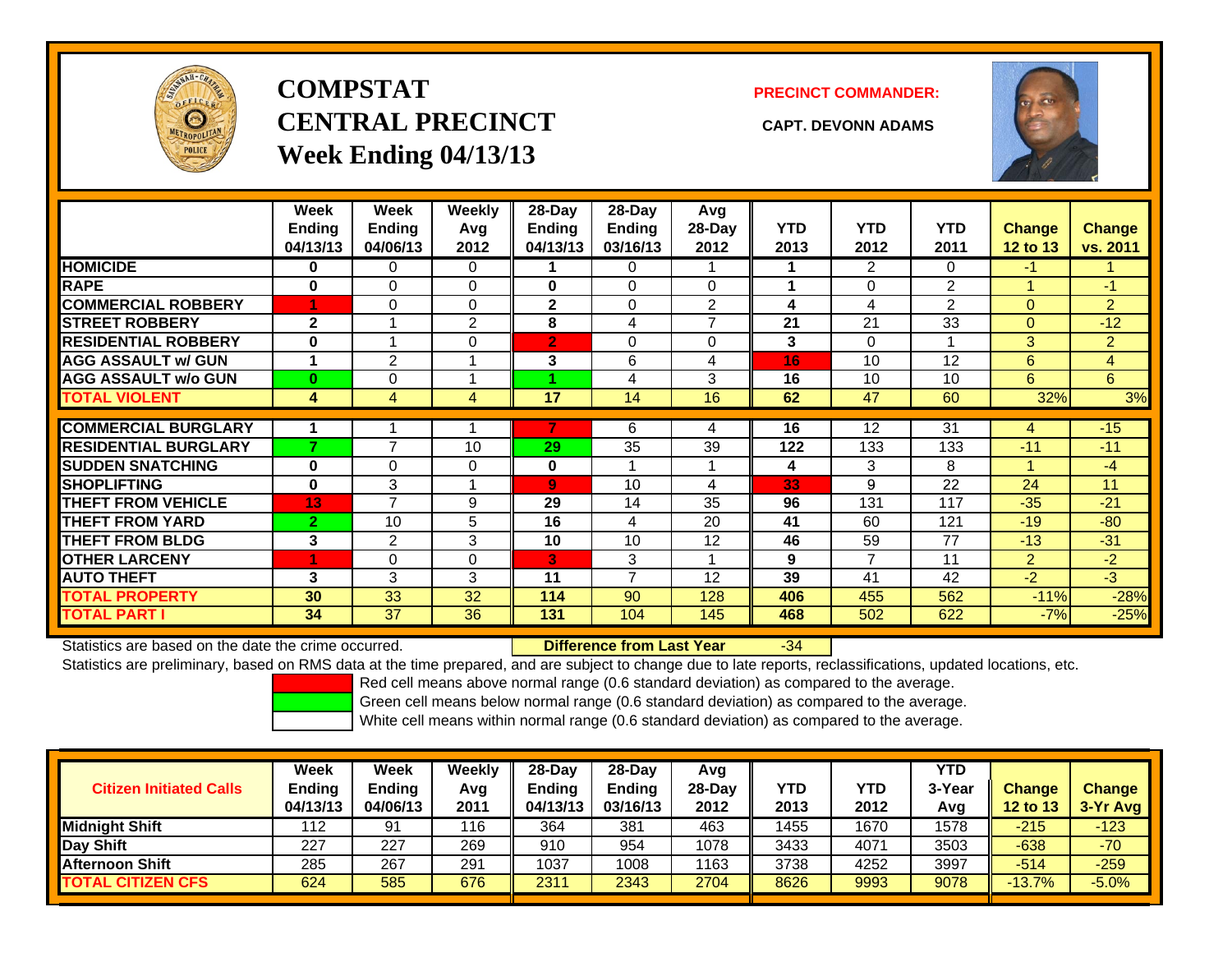# COMPSTAT
# CENTRAL PRECINCT
# Week Ending 04/13/13

**PRECINCT COMMANDER:**

**CAPT. DEVONN ADAMS**

| | Week Ending 04/13/13 | Week Ending 04/06/13 | Weekly Avg 2012 | 28-Day Ending 04/13/13 | 28-Day Ending 03/16/13 | Avg 28-Day 2012 | YTD 2013 | YTD 2012 | YTD 2011 | Change 12 to 13 | Change vs. 2011 |
|---|---|---|---|---|---|---|---|---|---|---|---|
| HOMICIDE | 0 | 0 | 0 | 1 | 0 | 1 | 1 | 2 | 0 | -1 | 1 |
| RAPE | 0 | 0 | 0 | 0 | 0 | 0 | 1 | 0 | 2 | 1 | -1 |
| COMMERCIAL ROBBERY | 1 | 0 | 0 | 2 | 0 | 2 | 4 | 4 | 2 | 0 | 2 |
| STREET ROBBERY | 2 | 1 | 2 | 8 | 4 | 7 | 21 | 21 | 33 | 0 | -12 |
| RESIDENTIAL ROBBERY | 0 | 1 | 0 | 2 | 0 | 0 | 3 | 0 | 1 | 3 | 2 |
| AGG ASSAULT w/ GUN | 1 | 2 | 1 | 3 | 6 | 4 | 16 | 10 | 12 | 6 | 4 |
| AGG ASSAULT w/o GUN | 0 | 0 | 1 | 1 | 4 | 3 | 16 | 10 | 10 | 6 | 6 |
| TOTAL VIOLENT | 4 | 4 | 4 | 17 | 14 | 16 | 62 | 47 | 60 | 32% | 3% |
| COMMERCIAL BURGLARY | 1 | 1 | 1 | 7 | 6 | 4 | 16 | 12 | 31 | 4 | -15 |
| RESIDENTIAL BURGLARY | 7 | 7 | 10 | 29 | 35 | 39 | 122 | 133 | 133 | -11 | -11 |
| SUDDEN SNATCHING | 0 | 0 | 0 | 0 | 1 | 1 | 4 | 3 | 8 | 1 | -4 |
| SHOPLIFTING | 0 | 3 | 1 | 9 | 10 | 4 | 33 | 9 | 22 | 24 | 11 |
| THEFT FROM VEHICLE | 13 | 7 | 9 | 29 | 14 | 35 | 96 | 131 | 117 | -35 | -21 |
| THEFT FROM YARD | 2 | 10 | 5 | 16 | 4 | 20 | 41 | 60 | 121 | -19 | -80 |
| THEFT FROM BLDG | 3 | 2 | 3 | 10 | 10 | 12 | 46 | 59 | 77 | -13 | -31 |
| OTHER LARCENY | 1 | 0 | 0 | 3 | 3 | 1 | 9 | 7 | 11 | 2 | -2 |
| AUTO THEFT | 3 | 3 | 3 | 11 | 7 | 12 | 39 | 41 | 42 | -2 | -3 |
| TOTAL PROPERTY | 30 | 33 | 32 | 114 | 90 | 128 | 406 | 455 | 562 | -11% | -28% |
| TOTAL PART I | 34 | 37 | 36 | 131 | 104 | 145 | 468 | 502 | 622 | -7% | -25% |

Statistics are based on the date the crime occurred. **Difference from Last Year** -34

Statistics are preliminary, based on RMS data at the time prepared, and are subject to change due to late reports, reclassifications, updated locations, etc.

Red cell means above normal range (0.6 standard deviation) as compared to the average.
Green cell means below normal range (0.6 standard deviation) as compared to the average.
White cell means within normal range (0.6 standard deviation) as compared to the average.

| Citizen Initiated Calls | Week Ending 04/13/13 | Week Ending 04/06/13 | Weekly Avg 2011 | 28-Day Ending 04/13/13 | 28-Day Ending 03/16/13 | Avg 28-Day 2012 | YTD 2013 | YTD 2012 | YTD 3-Year Avg | Change 12 to 13 | Change 3-Yr Avg |
|---|---|---|---|---|---|---|---|---|---|---|---|
| Midnight Shift | 112 | 91 | 116 | 364 | 381 | 463 | 1455 | 1670 | 1578 | -215 | -123 |
| Day Shift | 227 | 227 | 269 | 910 | 954 | 1078 | 3433 | 4071 | 3503 | -638 | -70 |
| Afternoon Shift | 285 | 267 | 291 | 1037 | 1008 | 1163 | 3738 | 4252 | 3997 | -514 | -259 |
| TOTAL CITIZEN CFS | 624 | 585 | 676 | 2311 | 2343 | 2704 | 8626 | 9993 | 9078 | -13.7% | -5.0% |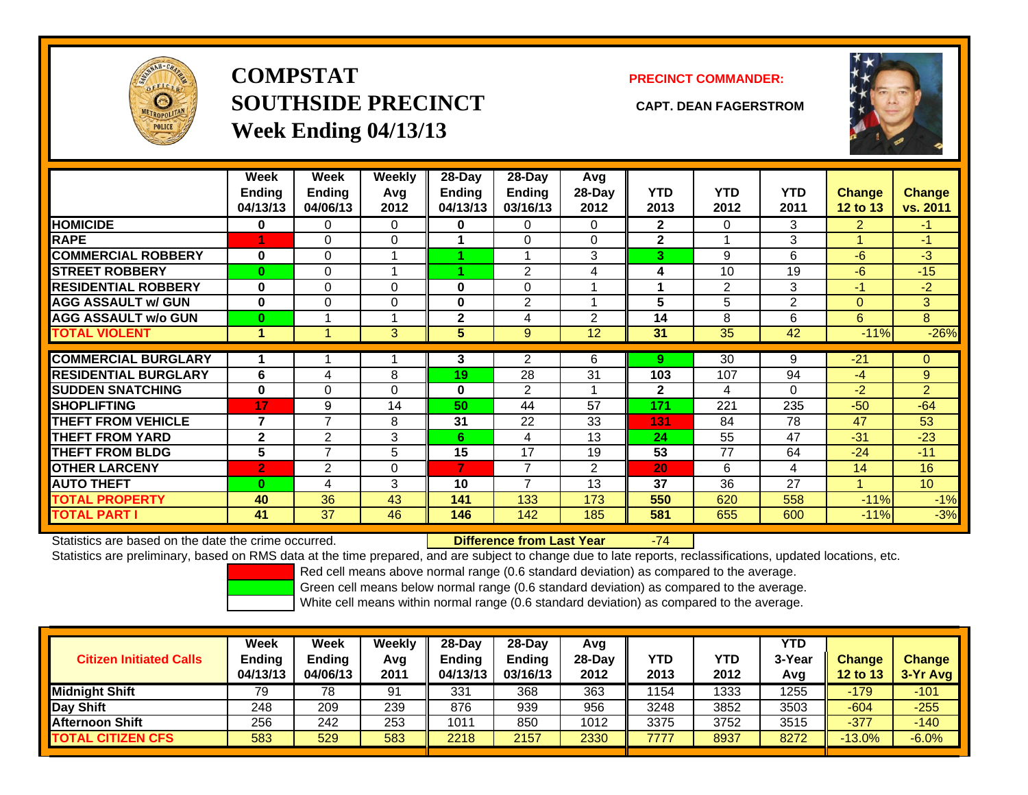# COMPSTAT
# SOUTHSIDE PRECINCT
## Week Ending 04/13/13

**PRECINCT COMMANDER:**

**CAPT. DEAN FAGERSTROM**

| | Week Ending 04/13/13 | Week Ending 04/06/13 | Weekly Avg 2012 | 28-Day Ending 04/13/13 | 28-Day Ending 03/16/13 | Avg 28-Day 2012 | YTD 2013 | YTD 2012 | YTD 2011 | Change 12 to 13 | Change vs. 2011 |
|---|---|---|---|---|---|---|---|---|---|---|---|
| HOMICIDE | 0 | 0 | 0 | 0 | 0 | 0 | 2 | 0 | 3 | 2 | -1 |
| RAPE | 1 | 0 | 0 | 1 | 0 | 0 | 2 | 1 | 3 | 1 | -1 |
| COMMERCIAL ROBBERY | 0 | 0 | 1 | 1 | 1 | 3 | 3 | 9 | 6 | -6 | -3 |
| STREET ROBBERY | 0 | 0 | 1 | 1 | 2 | 4 | 4 | 10 | 19 | -6 | -15 |
| RESIDENTIAL ROBBERY | 0 | 0 | 0 | 0 | 0 | 1 | 1 | 2 | 3 | -1 | -2 |
| AGG ASSAULT w/ GUN | 0 | 0 | 0 | 0 | 2 | 1 | 5 | 5 | 2 | 0 | 3 |
| AGG ASSAULT w/o GUN | 0 | 1 | 1 | 2 | 4 | 2 | 14 | 8 | 6 | 6 | 8 |
| TOTAL VIOLENT | 1 | 1 | 3 | 5 | 9 | 12 | 31 | 35 | 42 | -11% | -26% |
| COMMERCIAL BURGLARY | 1 | 1 | 1 | 3 | 2 | 6 | 9 | 30 | 9 | -21 | 0 |
| RESIDENTIAL BURGLARY | 6 | 4 | 8 | 19 | 28 | 31 | 103 | 107 | 94 | -4 | 9 |
| SUDDEN SNATCHING | 0 | 0 | 0 | 0 | 2 | 1 | 2 | 4 | 0 | -2 | 2 |
| SHOPLIFTING | 17 | 9 | 14 | 50 | 44 | 57 | 171 | 221 | 235 | -50 | -64 |
| THEFT FROM VEHICLE | 7 | 7 | 8 | 31 | 22 | 33 | 131 | 84 | 78 | 47 | 53 |
| THEFT FROM YARD | 2 | 2 | 3 | 6 | 4 | 13 | 24 | 55 | 47 | -31 | -23 |
| THEFT FROM BLDG | 5 | 7 | 5 | 15 | 17 | 19 | 53 | 77 | 64 | -24 | -11 |
| OTHER LARCENY | 2 | 2 | 0 | 7 | 7 | 2 | 20 | 6 | 4 | 14 | 16 |
| AUTO THEFT | 0 | 4 | 3 | 10 | 7 | 13 | 37 | 36 | 27 | 1 | 10 |
| TOTAL PROPERTY | 40 | 36 | 43 | 141 | 133 | 173 | 550 | 620 | 558 | -11% | -1% |
| TOTAL PART I | 41 | 37 | 46 | 146 | 142 | 185 | 581 | 655 | 600 | -11% | -3% |

Statistics are based on the date the crime occurred. **Difference from Last Year** -74

Statistics are preliminary, based on RMS data at the time prepared, and are subject to change due to late reports, reclassifications, updated locations, etc.

Red cell means above normal range (0.6 standard deviation) as compared to the average.
Green cell means below normal range (0.6 standard deviation) as compared to the average.
White cell means within normal range (0.6 standard deviation) as compared to the average.

| Citizen Initiated Calls | Week Ending 04/13/13 | Week Ending 04/06/13 | Weekly Avg 2011 | 28-Day Ending 04/13/13 | 28-Day Ending 03/16/13 | Avg 28-Day 2012 | YTD 2013 | YTD 2012 | YTD 3-Year Avg | Change 12 to 13 | Change 3-Yr Avg |
|---|---|---|---|---|---|---|---|---|---|---|---|
| Midnight Shift | 79 | 78 | 91 | 331 | 368 | 363 | 1154 | 1333 | 1255 | -179 | -101 |
| Day Shift | 248 | 209 | 239 | 876 | 939 | 956 | 3248 | 3852 | 3503 | -604 | -255 |
| Afternoon Shift | 256 | 242 | 253 | 1011 | 850 | 1012 | 3375 | 3752 | 3515 | -377 | -140 |
| TOTAL CITIZEN CFS | 583 | 529 | 583 | 2218 | 2157 | 2330 | 7777 | 8937 | 8272 | -13.0% | -6.0% |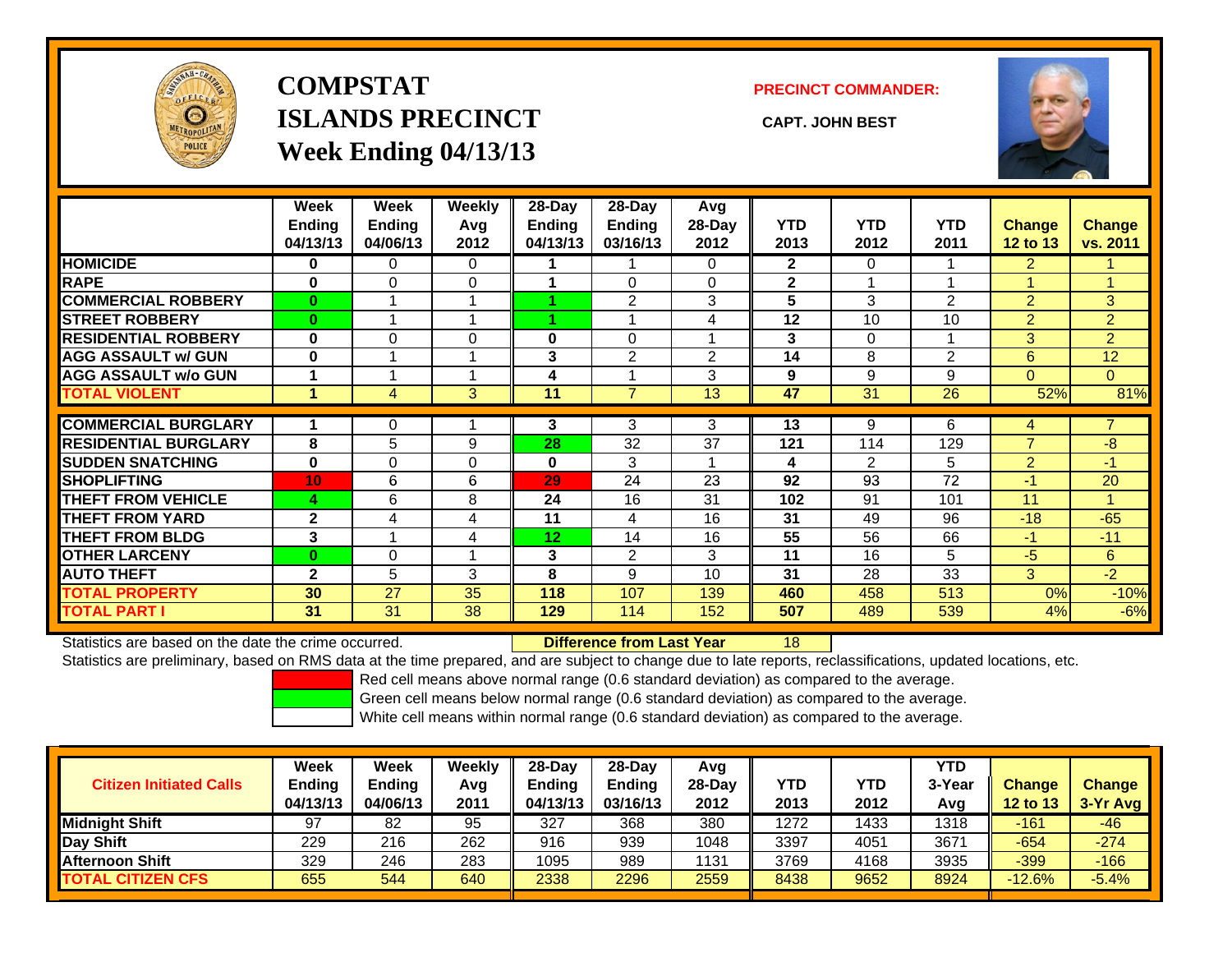# COMPSTAT
# ISLANDS PRECINCT
## Week Ending 04/13/13

**PRECINCT COMMANDER:**

**CAPT. JOHN BEST**

| | Week Ending 04/13/13 | Week Ending 04/06/13 | Weekly Avg 2012 | 28-Day Ending 04/13/13 | 28-Day Ending 03/16/13 | Avg 28-Day 2012 | YTD 2013 | YTD 2012 | YTD 2011 | Change 12 to 13 | Change vs. 2011 |
|---|---|---|---|---|---|---|---|---|---|---|---|
| HOMICIDE | 0 | 0 | 0 | 1 | 1 | 0 | 2 | 0 | 1 | 2 | 1 |
| RAPE | 0 | 0 | 0 | 1 | 0 | 0 | 2 | 1 | 1 | 1 | 1 |
| COMMERCIAL ROBBERY | 0 | 1 | 1 | 1 | 2 | 3 | 5 | 3 | 2 | 2 | 3 |
| STREET ROBBERY | 0 | 1 | 1 | 1 | 1 | 4 | 12 | 10 | 10 | 2 | 2 |
| RESIDENTIAL ROBBERY | 0 | 0 | 0 | 0 | 0 | 1 | 3 | 0 | 1 | 3 | 2 |
| AGG ASSAULT w/ GUN | 0 | 1 | 1 | 3 | 2 | 2 | 14 | 8 | 2 | 6 | 12 |
| AGG ASSAULT w/o GUN | 1 | 1 | 1 | 4 | 1 | 3 | 9 | 9 | 9 | 0 | 0 |
| TOTAL VIOLENT | 1 | 4 | 3 | 11 | 7 | 13 | 47 | 31 | 26 | 52% | 81% |
| COMMERCIAL BURGLARY | 1 | 0 | 1 | 3 | 3 | 3 | 13 | 9 | 6 | 4 | 7 |
| RESIDENTIAL BURGLARY | 8 | 5 | 9 | 28 | 32 | 37 | 121 | 114 | 129 | 7 | -8 |
| SUDDEN SNATCHING | 0 | 0 | 0 | 0 | 3 | 1 | 4 | 2 | 5 | 2 | -1 |
| SHOPLIFTING | 10 | 6 | 6 | 29 | 24 | 23 | 92 | 93 | 72 | -1 | 20 |
| THEFT FROM VEHICLE | 4 | 6 | 8 | 24 | 16 | 31 | 102 | 91 | 101 | 11 | 1 |
| THEFT FROM YARD | 2 | 4 | 4 | 11 | 4 | 16 | 31 | 49 | 96 | -18 | -65 |
| THEFT FROM BLDG | 3 | 1 | 4 | 12 | 14 | 16 | 55 | 56 | 66 | -1 | -11 |
| OTHER LARCENY | 0 | 0 | 1 | 3 | 2 | 3 | 11 | 16 | 5 | -5 | 6 |
| AUTO THEFT | 2 | 5 | 3 | 8 | 9 | 10 | 31 | 28 | 33 | 3 | -2 |
| TOTAL PROPERTY | 30 | 27 | 35 | 118 | 107 | 139 | 460 | 458 | 513 | 0% | -10% |
| TOTAL PART I | 31 | 31 | 38 | 129 | 114 | 152 | 507 | 489 | 539 | 4% | -6% |

Statistics are based on the date the crime occurred. **Difference from Last Year** 18

Statistics are preliminary, based on RMS data at the time prepared, and are subject to change due to late reports, reclassifications, updated locations, etc.

Red cell means above normal range (0.6 standard deviation) as compared to the average.
Green cell means below normal range (0.6 standard deviation) as compared to the average.
White cell means within normal range (0.6 standard deviation) as compared to the average.

| Citizen Initiated Calls | Week Ending 04/13/13 | Week Ending 04/06/13 | Weekly Avg 2011 | 28-Day Ending 04/13/13 | 28-Day Ending 03/16/13 | Avg 28-Day 2012 | YTD 2013 | YTD 2012 | YTD 3-Year Avg | Change 12 to 13 | Change 3-Yr Avg |
|---|---|---|---|---|---|---|---|---|---|---|---|
| Midnight Shift | 97 | 82 | 95 | 327 | 368 | 380 | 1272 | 1433 | 1318 | -161 | -46 |
| Day Shift | 229 | 216 | 262 | 916 | 939 | 1048 | 3397 | 4051 | 3671 | -654 | -274 |
| Afternoon Shift | 329 | 246 | 283 | 1095 | 989 | 1131 | 3769 | 4168 | 3935 | -399 | -166 |
| TOTAL CITIZEN CFS | 655 | 544 | 640 | 2338 | 2296 | 2559 | 8438 | 9652 | 8924 | -12.6% | -5.4% |